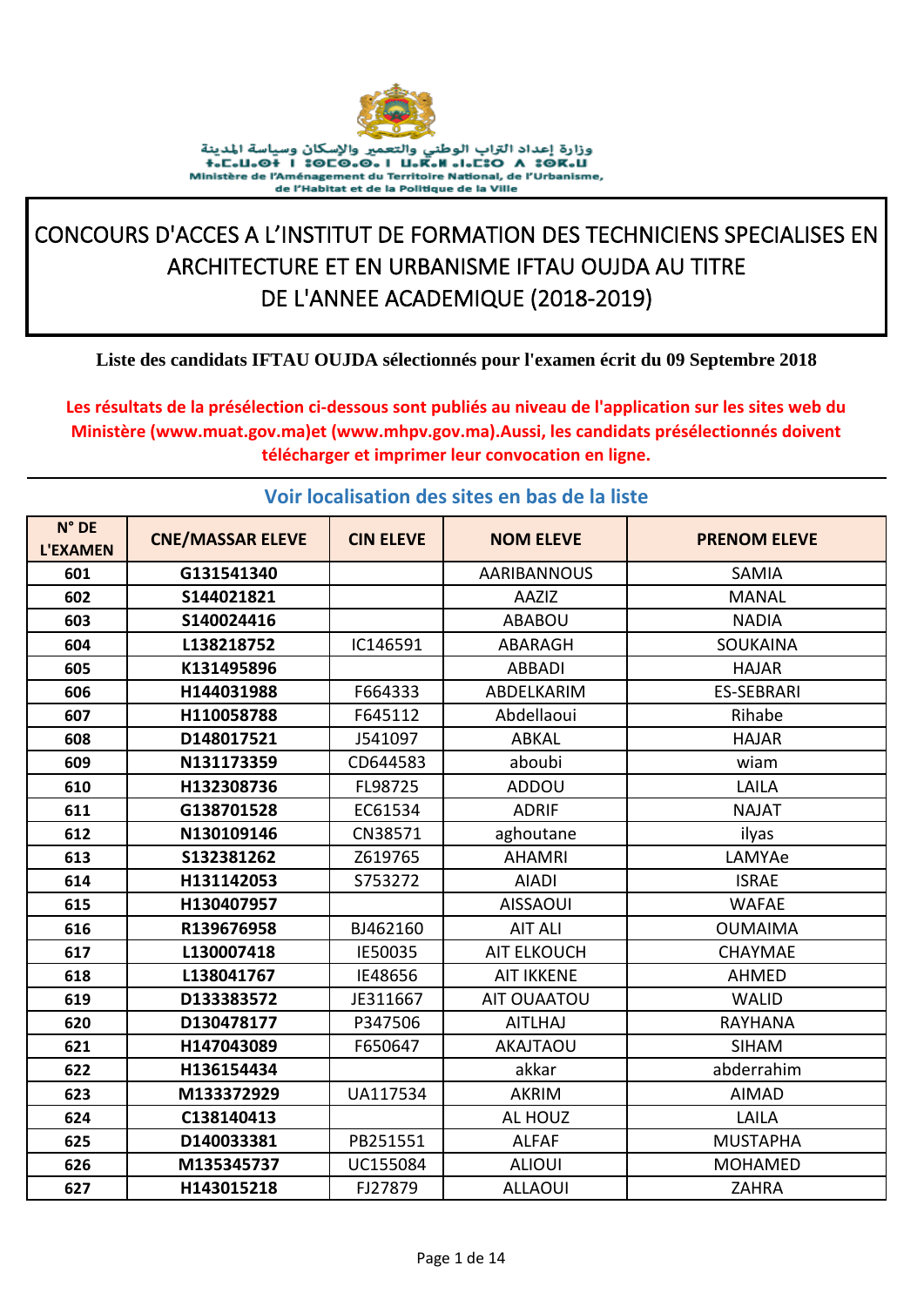وزارة إعداد التراب الوطني والتعمير والإسكان وسياسة المدينة

Ministère de l'Aménagement du Territoire National, de l'Urbanisme, de l'Habitat et de la Politique de la Ville

# CONCOURS D'ACCES A L'INSTITUT DE FORMATION DES TECHNICIENS SPECIALISES EN ARCHITECTURE ET EN URBANISME IFTAU OUJDA AU TITRE DE L'ANNEE ACADEMIQUE (2018-2019)

**Liste des candidats IFTAU OUJDA sélectionnés pour l'examen écrit du 09 Septembre 2018**

**Les résultats de la présélection ci-dessous sont publiés au niveau de l'application sur les sites web du Ministère (www.muat.gov.ma)et (www.mhpv.gov.ma).Aussi, les candidats présélectionnés doivent télécharger et imprimer leur convocation en ligne.**

## Voir localisation des sites en bas de la liste

| N° DE L'EXAMEN | CNE/MASSAR ELEVE | CIN ELEVE | NOM ELEVE | PRENOM ELEVE |
|---|---|---|---|---|
| 601 | G131541340 | | AARIBANNOUS | SAMIA |
| 602 | S144021821 | | AAZIZ | MANAL |
| 603 | S140024416 | | ABABOU | NADIA |
| 604 | L138218752 | IC146591 | ABARAGH | SOUKAINA |
| 605 | K131495896 | | ABBADI | HAJAR |
| 606 | H144031988 | F664333 | ABDELKARIM | ES-SEBRARI |
| 607 | H110058788 | F645112 | Abdellaoui | Rihabe |
| 608 | D148017521 | J541097 | ABKAL | HAJAR |
| 609 | N131173359 | CD644583 | aboubi | wiam |
| 610 | H132308736 | FL98725 | ADDOU | LAILA |
| 611 | G138701528 | EC61534 | ADRIF | NAJAT |
| 612 | N130109146 | CN38571 | aghoutane | ilyas |
| 613 | S132381262 | Z619765 | AHAMRI | LAMYAe |
| 614 | H131142053 | S753272 | AIADI | ISRAE |
| 615 | H130407957 | | AISSAOUI | WAFAE |
| 616 | R139676958 | BJ462160 | AIT ALI | OUMAIMA |
| 617 | L130007418 | IE50035 | AIT ELKOUCH | CHAYMAE |
| 618 | L138041767 | IE48656 | AIT IKKENE | AHMED |
| 619 | D133383572 | JE311667 | AIT OUAATOU | WALID |
| 620 | D130478177 | P347506 | AITLHAJ | RAYHANA |
| 621 | H147043089 | F650647 | AKAJTAOU | SIHAM |
| 622 | H136154434 | | akkar | abderrahim |
| 623 | M133372929 | UA117534 | AKRIM | AIMAD |
| 624 | C138140413 | | AL HOUZ | LAILA |
| 625 | D140033381 | PB251551 | ALFAF | MUSTAPHA |
| 626 | M135345737 | UC155084 | ALIOUI | MOHAMED |
| 627 | H143015218 | FJ27879 | ALLAOUI | ZAHRA |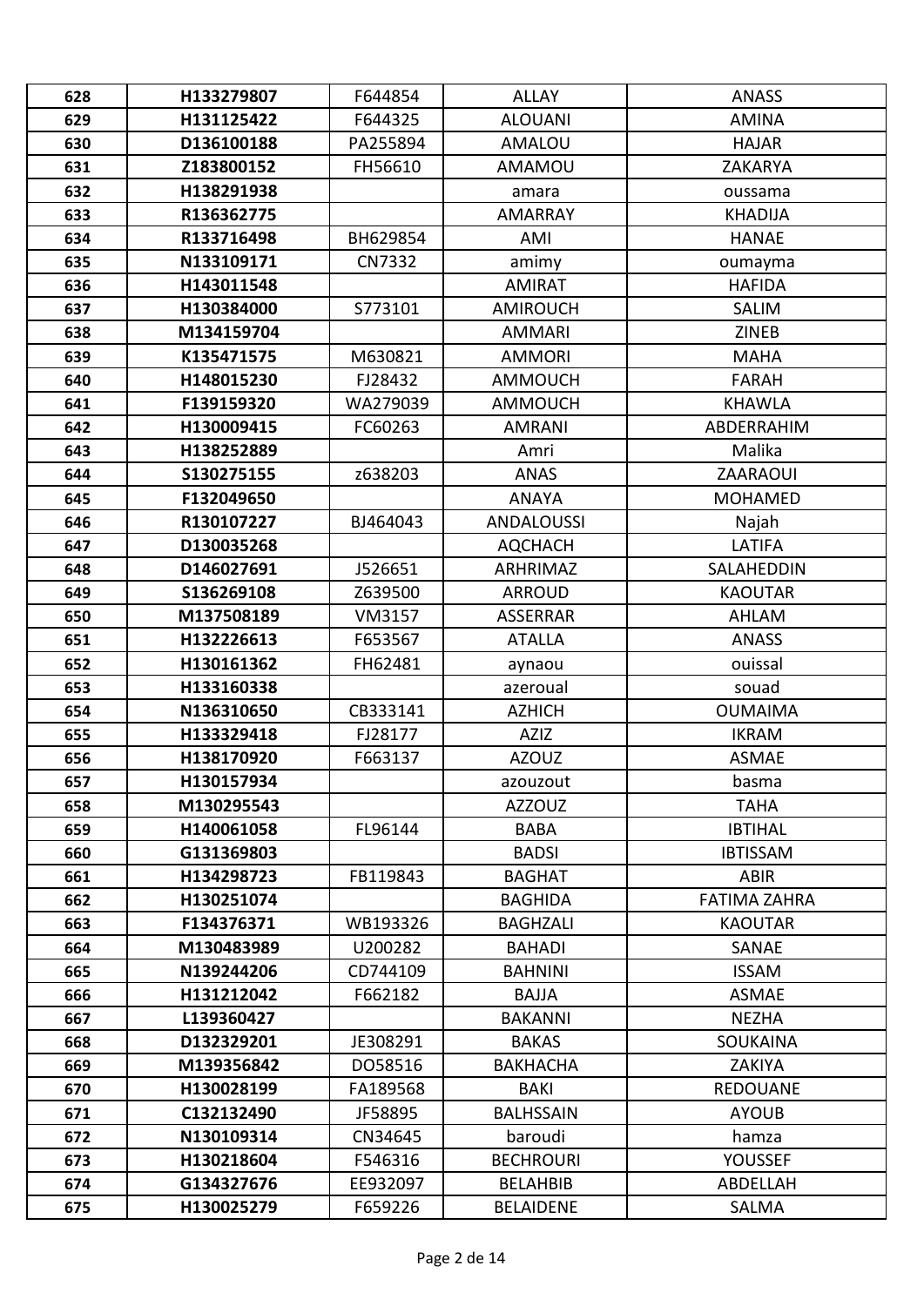| 628 | H133279807 | F644854 | ALLAY | ANASS |
|---|---|---|---|---|
| 629 | H131125422 | F644325 | ALOUANI | AMINA |
| 630 | D136100188 | PA255894 | AMALOU | HAJAR |
| 631 | Z183800152 | FH56610 | AMAMOU | ZAKARYA |
| 632 | H138291938 | | amara | oussama |
| 633 | R136362775 | | AMARRAY | KHADIJA |
| 634 | R133716498 | BH629854 | AMI | HANAE |
| 635 | N133109171 | CN7332 | amimy | oumayma |
| 636 | H143011548 | | AMIRAT | HAFIDA |
| 637 | H130384000 | S773101 | AMIROUCH | SALIM |
| 638 | M134159704 | | AMMARI | ZINEB |
| 639 | K135471575 | M630821 | AMMORI | MAHA |
| 640 | H148015230 | FJ28432 | AMMOUCH | FARAH |
| 641 | F139159320 | WA279039 | AMMOUCH | KHAWLA |
| 642 | H130009415 | FC60263 | AMRANI | ABDERRAHIM |
| 643 | H138252889 | | Amri | Malika |
| 644 | S130275155 | z638203 | ANAS | ZAARAOUI |
| 645 | F132049650 | | ANAYA | MOHAMED |
| 646 | R130107227 | BJ464043 | ANDALOUSSI | Najah |
| 647 | D130035268 | | AQCHACH | LATIFA |
| 648 | D146027691 | J526651 | ARHRIMAZ | SALAHEDDIN |
| 649 | S136269108 | Z639500 | ARROUD | KAOUTAR |
| 650 | M137508189 | VM3157 | ASSERRAR | AHLAM |
| 651 | H132226613 | F653567 | ATALLA | ANASS |
| 652 | H130161362 | FH62481 | aynaou | ouissal |
| 653 | H133160338 | | azeroual | souad |
| 654 | N136310650 | CB333141 | AZHICH | OUMAIMA |
| 655 | H133329418 | FJ28177 | AZIZ | IKRAM |
| 656 | H138170920 | F663137 | AZOUZ | ASMAE |
| 657 | H130157934 | | azouzout | basma |
| 658 | M130295543 | | AZZOUZ | TAHA |
| 659 | H140061058 | FL96144 | BABA | IBTIHAL |
| 660 | G131369803 | | BADSI | IBTISSAM |
| 661 | H134298723 | FB119843 | BAGHAT | ABIR |
| 662 | H130251074 | | BAGHIDA | FATIMA ZAHRA |
| 663 | F134376371 | WB193326 | BAGHZALI | KAOUTAR |
| 664 | M130483989 | U200282 | BAHADI | SANAE |
| 665 | N139244206 | CD744109 | BAHNINI | ISSAM |
| 666 | H131212042 | F662182 | BAJJA | ASMAE |
| 667 | L139360427 | | BAKANNI | NEZHA |
| 668 | D132329201 | JE308291 | BAKAS | SOUKAINA |
| 669 | M139356842 | DO58516 | BAKHACHA | ZAKIYA |
| 670 | H130028199 | FA189568 | BAKI | REDOUANE |
| 671 | C132132490 | JF58895 | BALHSSAIN | AYOUB |
| 672 | N130109314 | CN34645 | baroudi | hamza |
| 673 | H130218604 | F546316 | BECHROURI | YOUSSEF |
| 674 | G134327676 | EE932097 | BELAHBIB | ABDELLAH |
| 675 | H130025279 | F659226 | BELAIDENE | SALMA |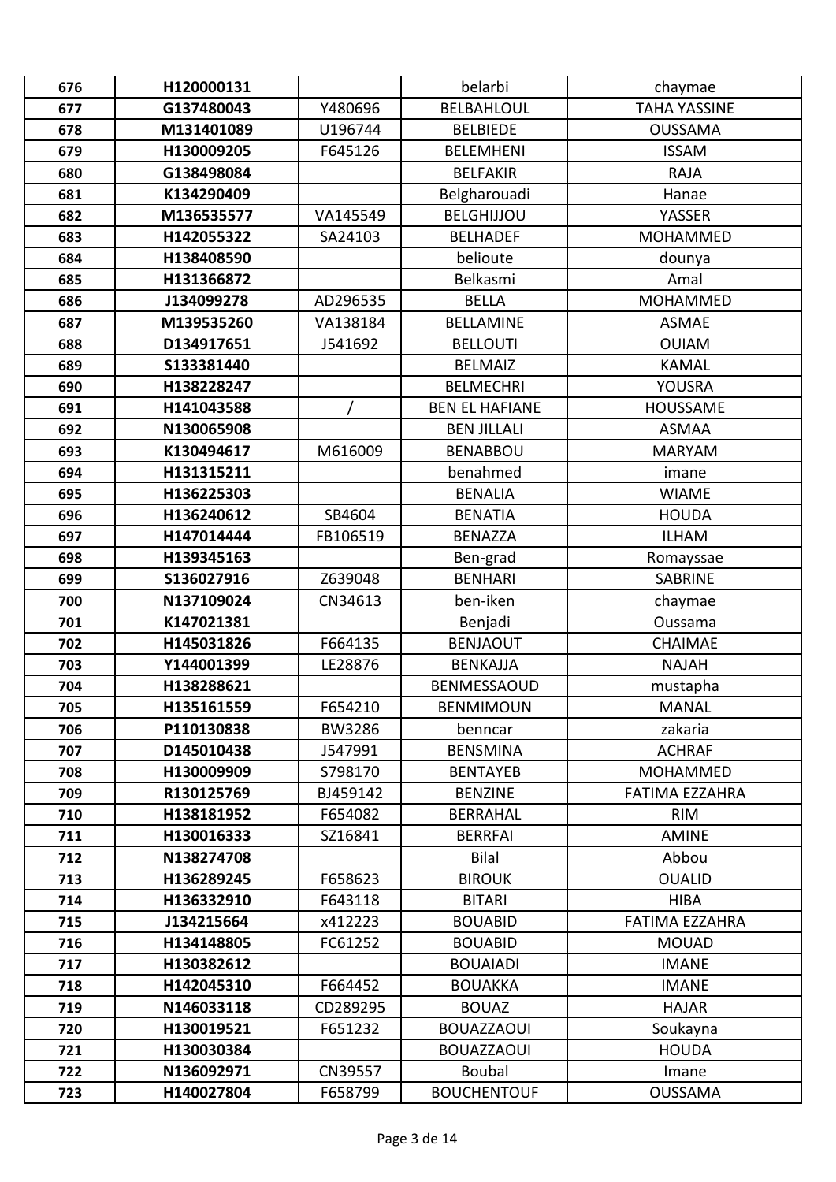| 676 | H120000131 | | belarbi | chaymae |
|---|---|---|---|---|
| 677 | G137480043 | Y480696 | BELBAHLOUL | TAHA YASSINE |
| 678 | M131401089 | U196744 | BELBIEDE | OUSSAMA |
| 679 | H130009205 | F645126 | BELEMHENI | ISSAM |
| 680 | G138498084 | | BELFAKIR | RAJA |
| 681 | K134290409 | | Belgharouadi | Hanae |
| 682 | M136535577 | VA145549 | BELGHIJJOU | YASSER |
| 683 | H142055322 | SA24103 | BELHADEF | MOHAMMED |
| 684 | H138408590 | | belioute | dounya |
| 685 | H131366872 | | Belkasmi | Amal |
| 686 | J134099278 | AD296535 | BELLA | MOHAMMED |
| 687 | M139535260 | VA138184 | BELLAMINE | ASMAE |
| 688 | D134917651 | J541692 | BELLOUTI | OUIAM |
| 689 | S133381440 | | BELMAIZ | KAMAL |
| 690 | H138228247 | | BELMECHRI | YOUSRA |
| 691 | H141043588 | / | BEN EL HAFIANE | HOUSSAME |
| 692 | N130065908 | | BEN JILLALI | ASMAA |
| 693 | K130494617 | M616009 | BENABBOU | MARYAM |
| 694 | H131315211 | | benahmed | imane |
| 695 | H136225303 | | BENALIA | WIAME |
| 696 | H136240612 | SB4604 | BENATIA | HOUDA |
| 697 | H147014444 | FB106519 | BENAZZA | ILHAM |
| 698 | H139345163 | | Ben-grad | Romayssae |
| 699 | S136027916 | Z639048 | BENHARI | SABRINE |
| 700 | N137109024 | CN34613 | ben-iken | chaymae |
| 701 | K147021381 | | Benjadi | Oussama |
| 702 | H145031826 | F664135 | BENJAOUT | CHAIMAE |
| 703 | Y144001399 | LE28876 | BENKAJJA | NAJAH |
| 704 | H138288621 | | BENMESSAOUD | mustapha |
| 705 | H135161559 | F654210 | BENMIMOUN | MANAL |
| 706 | P110130838 | BW3286 | benncar | zakaria |
| 707 | D145010438 | J547991 | BENSMINA | ACHRAF |
| 708 | H130009909 | S798170 | BENTAYEB | MOHAMMED |
| 709 | R130125769 | BJ459142 | BENZINE | FATIMA EZZAHRA |
| 710 | H138181952 | F654082 | BERRAHAL | RIM |
| 711 | H130016333 | SZ16841 | BERRFAI | AMINE |
| 712 | N138274708 | | Bilal | Abbou |
| 713 | H136289245 | F658623 | BIROUK | OUALID |
| 714 | H136332910 | F643118 | BITARI | HIBA |
| 715 | J134215664 | x412223 | BOUABID | FATIMA EZZAHRA |
| 716 | H134148805 | FC61252 | BOUABID | MOUAD |
| 717 | H130382612 | | BOUAIADI | IMANE |
| 718 | H142045310 | F664452 | BOUAKKA | IMANE |
| 719 | N146033118 | CD289295 | BOUAZ | HAJAR |
| 720 | H130019521 | F651232 | BOUAZZAOUI | Soukayna |
| 721 | H130030384 | | BOUAZZAOUI | HOUDA |
| 722 | N136092971 | CN39557 | Boubal | Imane |
| 723 | H140027804 | F658799 | BOUCHENTOUF | OUSSAMA |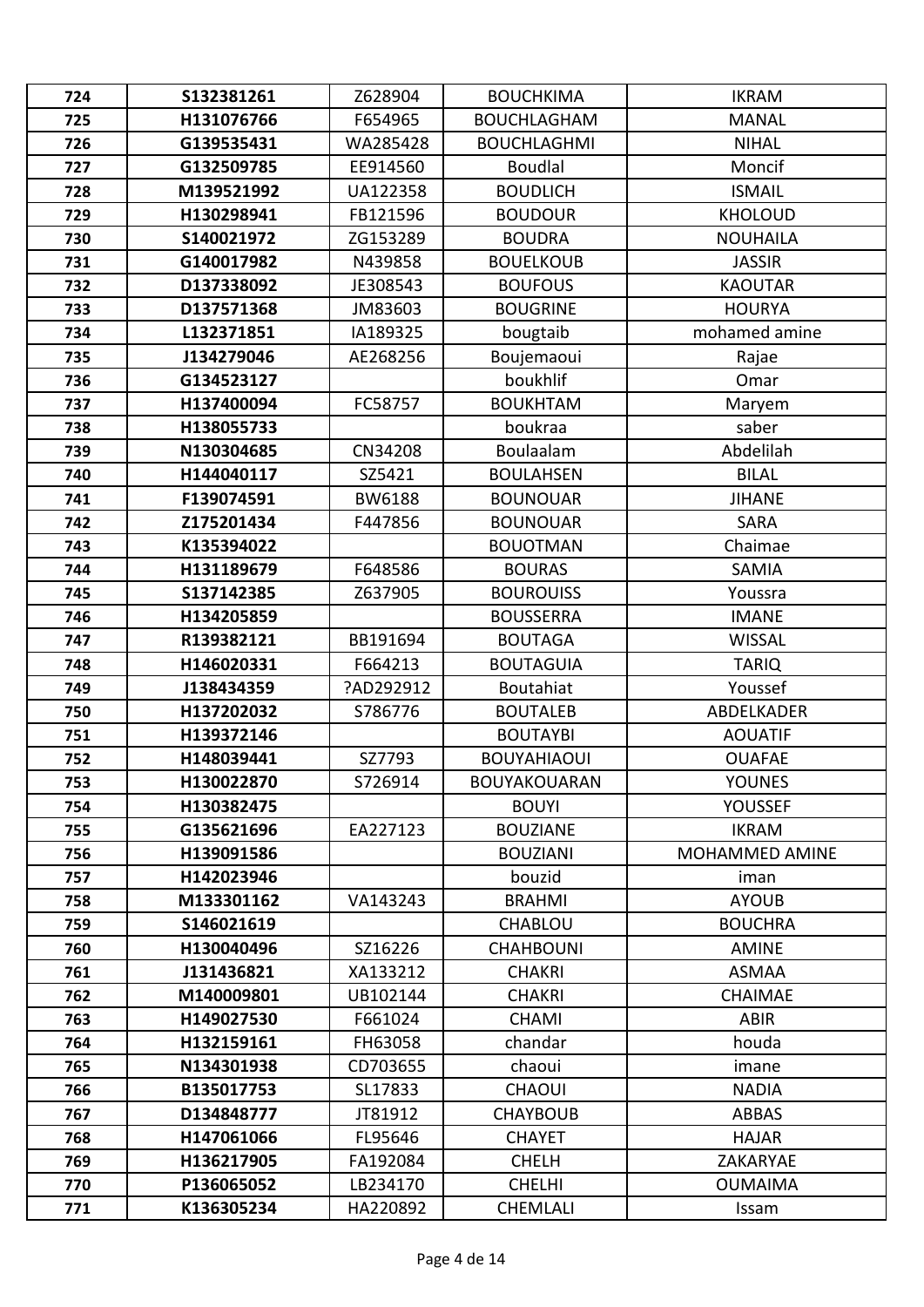| 724 | S132381261 | Z628904 | BOUCHKIMA | IKRAM |
|---|---|---|---|---|
| 725 | H131076766 | F654965 | BOUCHLAGHAM | MANAL |
| 726 | G139535431 | WA285428 | BOUCHLAGHMI | NIHAL |
| 727 | G132509785 | EE914560 | Boudlal | Moncif |
| 728 | M139521992 | UA122358 | BOUDLICH | ISMAIL |
| 729 | H130298941 | FB121596 | BOUDOUR | KHOLOUD |
| 730 | S140021972 | ZG153289 | BOUDRA | NOUHAILA |
| 731 | G140017982 | N439858 | BOUELKOUB | JASSIR |
| 732 | D137338092 | JE308543 | BOUFOUS | KAOUTAR |
| 733 | D137571368 | JM83603 | BOUGRINE | HOURYA |
| 734 | L132371851 | IA189325 | bougtaib | mohamed amine |
| 735 | J134279046 | AE268256 | Boujemaoui | Rajae |
| 736 | G134523127 | | boukhlif | Omar |
| 737 | H137400094 | FC58757 | BOUKHTAM | Maryem |
| 738 | H138055733 | | boukraa | saber |
| 739 | N130304685 | CN34208 | Boulaalam | Abdelilah |
| 740 | H144040117 | SZ5421 | BOULAHSEN | BILAL |
| 741 | F139074591 | BW6188 | BOUNOUAR | JIHANE |
| 742 | Z175201434 | F447856 | BOUNOUAR | SARA |
| 743 | K135394022 | | BOUOTMAN | Chaimae |
| 744 | H131189679 | F648586 | BOURAS | SAMIA |
| 745 | S137142385 | Z637905 | BOUROUISS | Youssra |
| 746 | H134205859 | | BOUSSERRA | IMANE |
| 747 | R139382121 | BB191694 | BOUTAGA | WISSAL |
| 748 | H146020331 | F664213 | BOUTAGUIA | TARIQ |
| 749 | J138434359 | ?AD292912 | Boutahiat | Youssef |
| 750 | H137202032 | S786776 | BOUTALEB | ABDELKADER |
| 751 | H139372146 | | BOUTAYBI | AOUATIF |
| 752 | H148039441 | SZ7793 | BOUYAHIAOUI | OUAFAE |
| 753 | H130022870 | S726914 | BOUYAKOUARAN | YOUNES |
| 754 | H130382475 | | BOUYI | YOUSSEF |
| 755 | G135621696 | EA227123 | BOUZIANE | IKRAM |
| 756 | H139091586 | | BOUZIANI | MOHAMMED AMINE |
| 757 | H142023946 | | bouzid | iman |
| 758 | M133301162 | VA143243 | BRAHMI | AYOUB |
| 759 | S146021619 | | CHABLOU | BOUCHRA |
| 760 | H130040496 | SZ16226 | CHAHBOUNI | AMINE |
| 761 | J131436821 | XA133212 | CHAKRI | ASMAA |
| 762 | M140009801 | UB102144 | CHAKRI | CHAIMAE |
| 763 | H149027530 | F661024 | CHAMI | ABIR |
| 764 | H132159161 | FH63058 | chandar | houda |
| 765 | N134301938 | CD703655 | chaoui | imane |
| 766 | B135017753 | SL17833 | CHAOUI | NADIA |
| 767 | D134848777 | JT81912 | CHAYBOUB | ABBAS |
| 768 | H147061066 | FL95646 | CHAYET | HAJAR |
| 769 | H136217905 | FA192084 | CHELH | ZAKARYAE |
| 770 | P136065052 | LB234170 | CHELHI | OUMAIMA |
| 771 | K136305234 | HA220892 | CHEMLALI | Issam |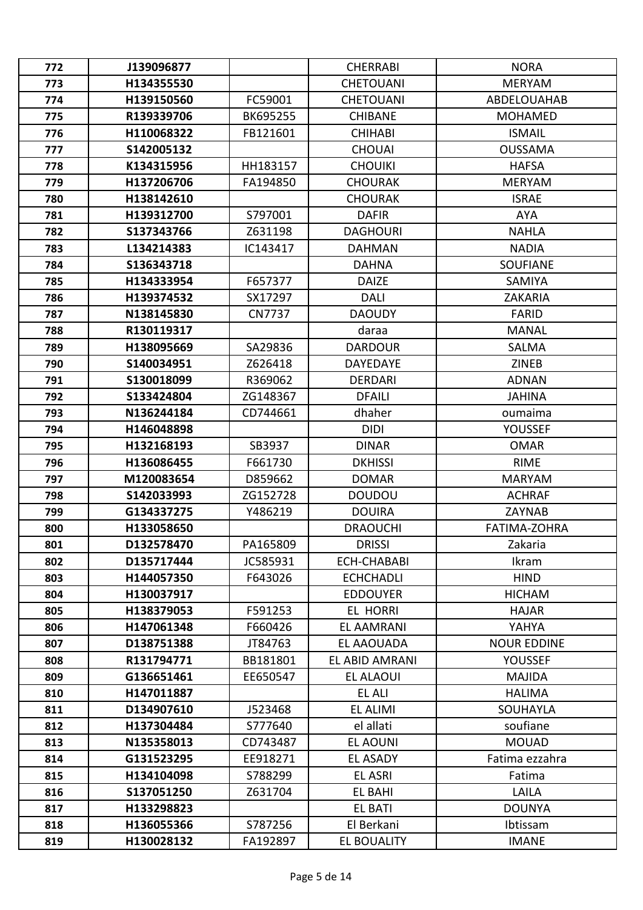| 772 | J139096877 | | CHERRABI | NORA |
|---|---|---|---|---|
| 773 | H134355530 | | CHETOUANI | MERYAM |
| 774 | H139150560 | FC59001 | CHETOUANI | ABDELOUAHAB |
| 775 | R139339706 | BK695255 | CHIBANE | MOHAMED |
| 776 | H110068322 | FB121601 | CHIHABI | ISMAIL |
| 777 | S142005132 | | CHOUAI | OUSSAMA |
| 778 | K134315956 | HH183157 | CHOUIKI | HAFSA |
| 779 | H137206706 | FA194850 | CHOURAK | MERYAM |
| 780 | H138142610 | | CHOURAK | ISRAE |
| 781 | H139312700 | S797001 | DAFIR | AYA |
| 782 | S137343766 | Z631198 | DAGHOURI | NAHLA |
| 783 | L134214383 | IC143417 | DAHMAN | NADIA |
| 784 | S136343718 | | DAHNA | SOUFIANE |
| 785 | H134333954 | F657377 | DAIZE | SAMIYA |
| 786 | H139374532 | SX17297 | DALI | ZAKARIA |
| 787 | N138145830 | CN7737 | DAOUDY | FARID |
| 788 | R130119317 | | daraa | MANAL |
| 789 | H138095669 | SA29836 | DARDOUR | SALMA |
| 790 | S140034951 | Z626418 | DAYEDAYE | ZINEB |
| 791 | S130018099 | R369062 | DERDARI | ADNAN |
| 792 | S133424804 | ZG148367 | DFAILI | JAHINA |
| 793 | N136244184 | CD744661 | dhaher | oumaima |
| 794 | H146048898 | | DIDI | YOUSSEF |
| 795 | H132168193 | SB3937 | DINAR | OMAR |
| 796 | H136086455 | F661730 | DKHISSI | RIME |
| 797 | M120083654 | D859662 | DOMAR | MARYAM |
| 798 | S142033993 | ZG152728 | DOUDOU | ACHRAF |
| 799 | G134337275 | Y486219 | DOUIRA | ZAYNAB |
| 800 | H133058650 | | DRAOUCHI | FATIMA-ZOHRA |
| 801 | D132578470 | PA165809 | DRISSI | Zakaria |
| 802 | D135717444 | JC585931 | ECH-CHABABI | Ikram |
| 803 | H144057350 | F643026 | ECHCHADLI | HIND |
| 804 | H130037917 | | EDDOUYER | HICHAM |
| 805 | H138379053 | F591253 | EL HORRI | HAJAR |
| 806 | H147061348 | F660426 | EL AAMRANI | YAHYA |
| 807 | D138751388 | JT84763 | EL AAOUADA | NOUR EDDINE |
| 808 | R131794771 | BB181801 | EL ABID AMRANI | YOUSSEF |
| 809 | G136651461 | EE650547 | EL ALAOUI | MAJIDA |
| 810 | H147011887 | | EL ALI | HALIMA |
| 811 | D134907610 | J523468 | EL ALIMI | SOUHAYLA |
| 812 | H137304484 | S777640 | el allati | soufiane |
| 813 | N135358013 | CD743487 | EL AOUNI | MOUAD |
| 814 | G131523295 | EE918271 | EL ASADY | Fatima ezzahra |
| 815 | H134104098 | S788299 | EL ASRI | Fatima |
| 816 | S137051250 | Z631704 | EL BAHI | LAILA |
| 817 | H133298823 | | EL BATI | DOUNYA |
| 818 | H136055366 | S787256 | El Berkani | Ibtissam |
| 819 | H130028132 | FA192897 | EL BOUALITY | IMANE |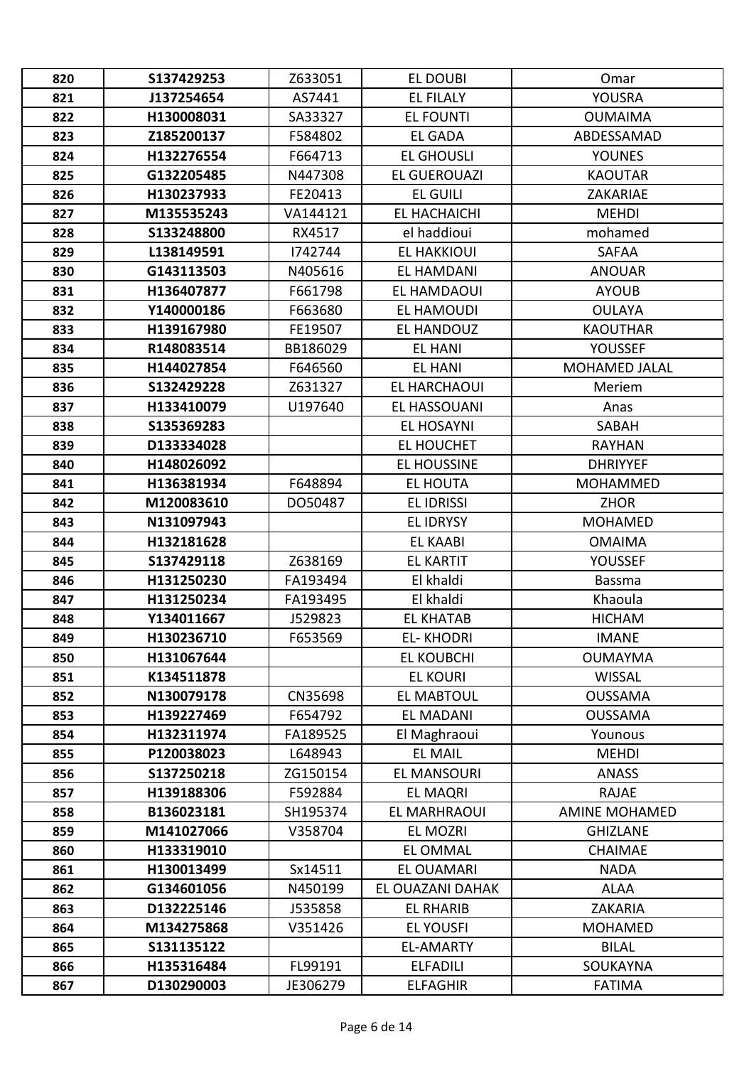| 820 | S137429253 | Z633051 | EL DOUBI | Omar |
|---|---|---|---|---|
| 821 | J137254654 | AS7441 | EL FILALY | YOUSRA |
| 822 | H130008031 | SA33327 | EL FOUNTI | OUMAIMA |
| 823 | Z185200137 | F584802 | EL GADA | ABDESSAMAD |
| 824 | H132276554 | F664713 | EL GHOUSLI | YOUNES |
| 825 | G132205485 | N447308 | EL GUEROUAZI | KAOUTAR |
| 826 | H130237933 | FE20413 | EL GUILI | ZAKARIAE |
| 827 | M135535243 | VA144121 | EL HACHAICHI | MEHDI |
| 828 | S133248800 | RX4517 | el haddioui | mohamed |
| 829 | L138149591 | I742744 | EL HAKKIOUI | SAFAA |
| 830 | G143113503 | N405616 | EL HAMDANI | ANOUAR |
| 831 | H136407877 | F661798 | EL HAMDAOUI | AYOUB |
| 832 | Y140000186 | F663680 | EL HAMOUDI | OULAYA |
| 833 | H139167980 | FE19507 | EL HANDOUZ | KAOUTHAR |
| 834 | R148083514 | BB186029 | EL HANI | YOUSSEF |
| 835 | H144027854 | F646560 | EL HANI | MOHAMED JALAL |
| 836 | S132429228 | Z631327 | EL HARCHAOUI | Meriem |
| 837 | H133410079 | U197640 | EL HASSOUANI | Anas |
| 838 | S135369283 | | EL HOSAYNI | SABAH |
| 839 | D133334028 | | EL HOUCHET | RAYHAN |
| 840 | H148026092 | | EL HOUSSINE | DHRIYYEF |
| 841 | H136381934 | F648894 | EL HOUTA | MOHAMMED |
| 842 | M120083610 | DO50487 | EL IDRISSI | ZHOR |
| 843 | N131097943 | | EL IDRYSY | MOHAMED |
| 844 | H132181628 | | EL KAABI | OMAIMA |
| 845 | S137429118 | Z638169 | EL KARTIT | YOUSSEF |
| 846 | H131250230 | FA193494 | El khaldi | Bassma |
| 847 | H131250234 | FA193495 | El khaldi | Khaoula |
| 848 | Y134011667 | J529823 | EL KHATAB | HICHAM |
| 849 | H130236710 | F653569 | EL- KHODRI | IMANE |
| 850 | H131067644 | | EL KOUBCHI | OUMAYMA |
| 851 | K134511878 | | EL KOURI | WISSAL |
| 852 | N130079178 | CN35698 | EL MABTOUL | OUSSAMA |
| 853 | H139227469 | F654792 | EL MADANI | OUSSAMA |
| 854 | H132311974 | FA189525 | El Maghraoui | Younous |
| 855 | P120038023 | L648943 | EL MAIL | MEHDI |
| 856 | S137250218 | ZG150154 | EL MANSOURI | ANASS |
| 857 | H139188306 | F592884 | EL MAQRI | RAJAE |
| 858 | B136023181 | SH195374 | EL MARHRAOUI | AMINE MOHAMED |
| 859 | M141027066 | V358704 | EL MOZRI | GHIZLANE |
| 860 | H133319010 | | EL OMMAL | CHAIMAE |
| 861 | H130013499 | Sx14511 | EL OUAMARI | NADA |
| 862 | G134601056 | N450199 | EL OUAZANI DAHAK | ALAA |
| 863 | D132225146 | J535858 | EL RHARIB | ZAKARIA |
| 864 | M134275868 | V351426 | EL YOUSFI | MOHAMED |
| 865 | S131135122 | | EL-AMARTY | BILAL |
| 866 | H135316484 | FL99191 | ELFADILI | SOUKAYNA |
| 867 | D130290003 | JE306279 | ELFAGHIR | FATIMA |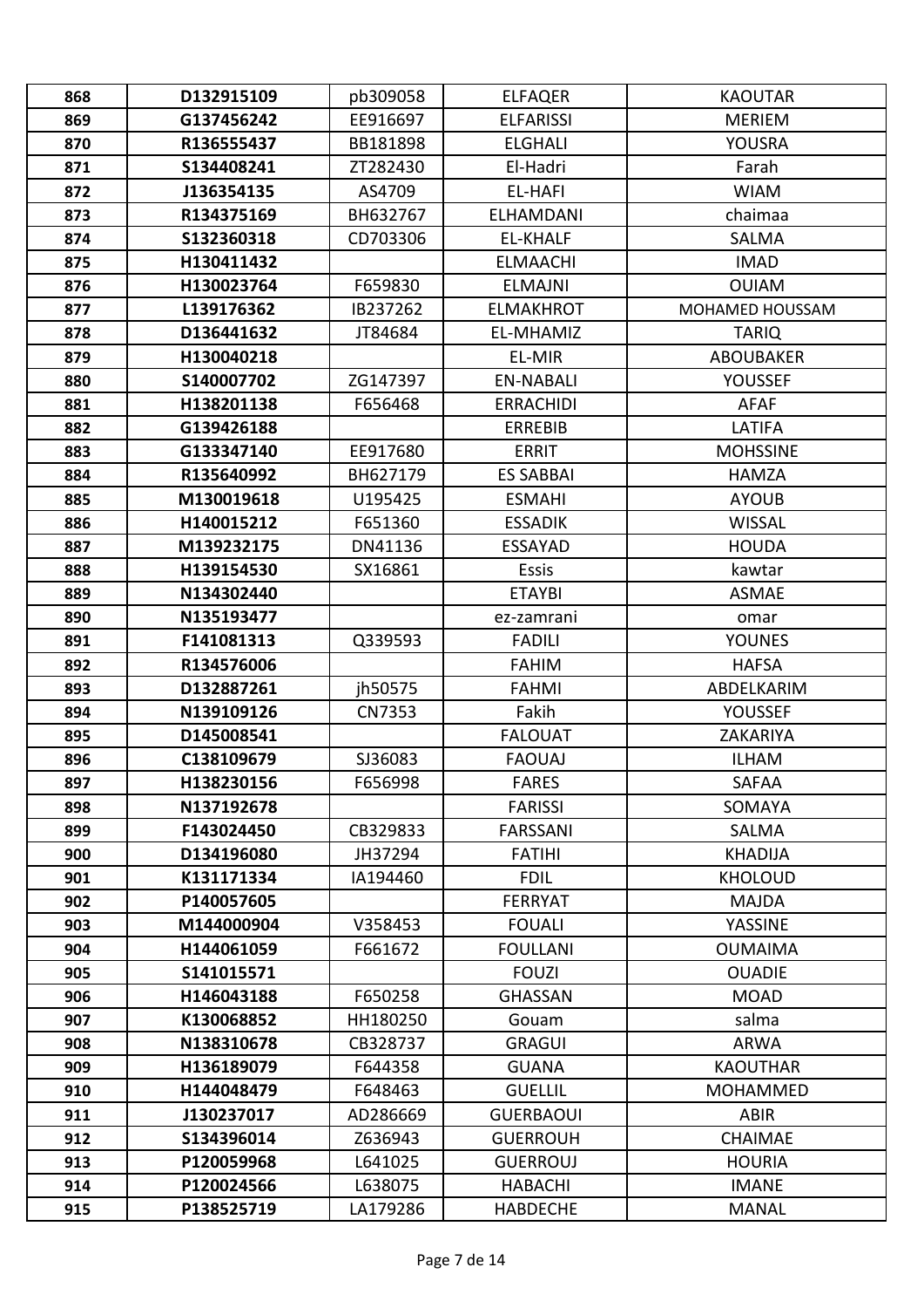| 868 | D132915109 | pb309058 | ELFAQER | KAOUTAR |
|---|---|---|---|---|
| 869 | G137456242 | EE916697 | ELFARISSI | MERIEM |
| 870 | R136555437 | BB181898 | ELGHALI | YOUSRA |
| 871 | S134408241 | ZT282430 | El-Hadri | Farah |
| 872 | J136354135 | AS4709 | EL-HAFI | WIAM |
| 873 | R134375169 | BH632767 | ELHAMDANI | chaimaa |
| 874 | S132360318 | CD703306 | EL-KHALF | SALMA |
| 875 | H130411432 | | ELMAACHI | IMAD |
| 876 | H130023764 | F659830 | ELMAJNI | OUIAM |
| 877 | L139176362 | IB237262 | ELMAKHROT | MOHAMED HOUSSAM |
| 878 | D136441632 | JT84684 | EL-MHAMIZ | TARIQ |
| 879 | H130040218 | | EL-MIR | ABOUBAKER |
| 880 | S140007702 | ZG147397 | EN-NABALI | YOUSSEF |
| 881 | H138201138 | F656468 | ERRACHIDI | AFAF |
| 882 | G139426188 | | ERREBIB | LATIFA |
| 883 | G133347140 | EE917680 | ERRIT | MOHSSINE |
| 884 | R135640992 | BH627179 | ES SABBAI | HAMZA |
| 885 | M130019618 | U195425 | ESMAHI | AYOUB |
| 886 | H140015212 | F651360 | ESSADIK | WISSAL |
| 887 | M139232175 | DN41136 | ESSAYAD | HOUDA |
| 888 | H139154530 | SX16861 | Essis | kawtar |
| 889 | N134302440 | | ETAYBI | ASMAE |
| 890 | N135193477 | | ez-zamrani | omar |
| 891 | F141081313 | Q339593 | FADILI | YOUNES |
| 892 | R134576006 | | FAHIM | HAFSA |
| 893 | D132887261 | jh50575 | FAHMI | ABDELKARIM |
| 894 | N139109126 | CN7353 | Fakih | YOUSSEF |
| 895 | D145008541 | | FALOUAT | ZAKARIYA |
| 896 | C138109679 | SJ36083 | FAOUAJ | ILHAM |
| 897 | H138230156 | F656998 | FARES | SAFAA |
| 898 | N137192678 | | FARISSI | SOMAYA |
| 899 | F143024450 | CB329833 | FARSSANI | SALMA |
| 900 | D134196080 | JH37294 | FATIHI | KHADIJA |
| 901 | K131171334 | IA194460 | FDIL | KHOLOUD |
| 902 | P140057605 | | FERRYAT | MAJDA |
| 903 | M144000904 | V358453 | FOUALI | YASSINE |
| 904 | H144061059 | F661672 | FOULLANI | OUMAIMA |
| 905 | S141015571 | | FOUZI | OUADIE |
| 906 | H146043188 | F650258 | GHASSAN | MOAD |
| 907 | K130068852 | HH180250 | Gouam | salma |
| 908 | N138310678 | CB328737 | GRAGUI | ARWA |
| 909 | H136189079 | F644358 | GUANA | KAOUTHAR |
| 910 | H144048479 | F648463 | GUELLIL | MOHAMMED |
| 911 | J130237017 | AD286669 | GUERBAOUI | ABIR |
| 912 | S134396014 | Z636943 | GUERROUH | CHAIMAE |
| 913 | P120059968 | L641025 | GUERROUJ | HOURIA |
| 914 | P120024566 | L638075 | HABACHI | IMANE |
| 915 | P138525719 | LA179286 | HABDECHE | MANAL |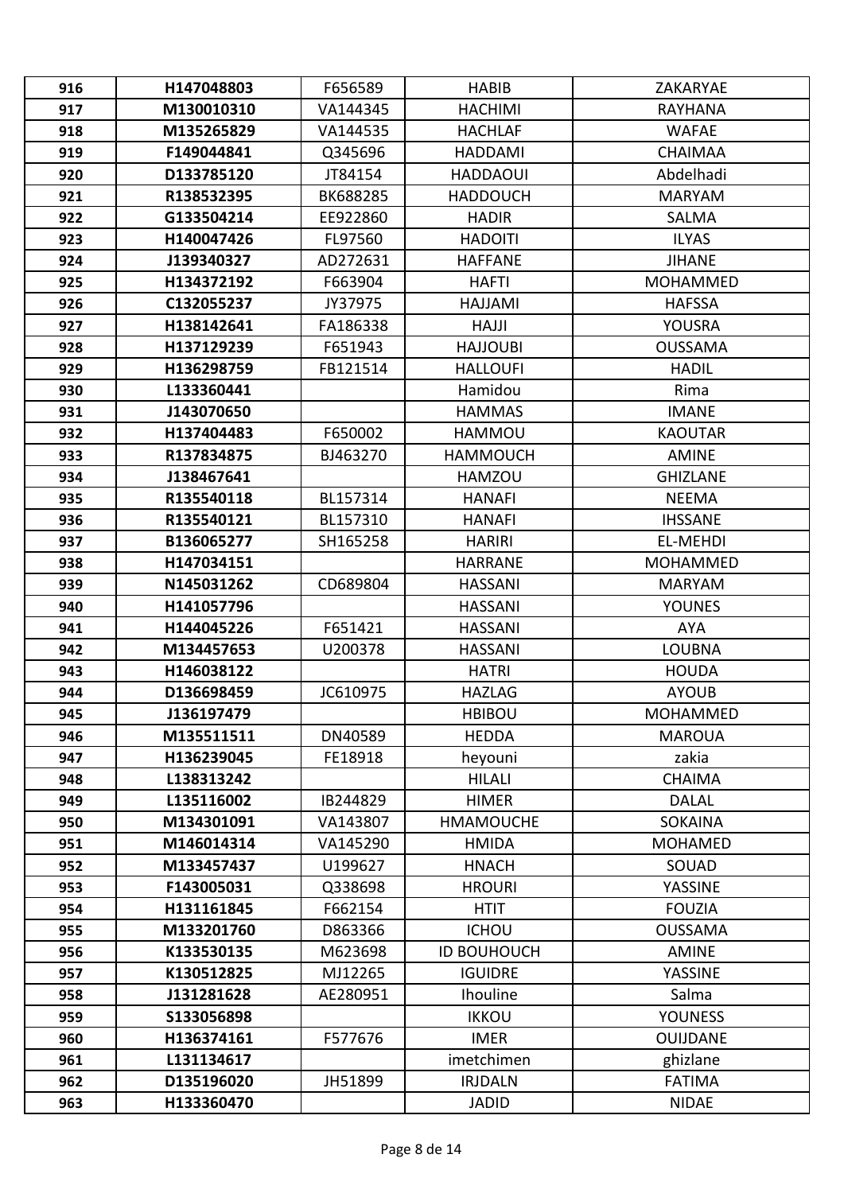| 916 | H147048803 | F656589 | HABIB | ZAKARYAE |
|---|---|---|---|---|
| 917 | M130010310 | VA144345 | HACHIMI | RAYHANA |
| 918 | M135265829 | VA144535 | HACHLAF | WAFAE |
| 919 | F149044841 | Q345696 | HADDAMI | CHAIMAA |
| 920 | D133785120 | JT84154 | HADDAOUI | Abdelhadi |
| 921 | R138532395 | BK688285 | HADDOUCH | MARYAM |
| 922 | G133504214 | EE922860 | HADIR | SALMA |
| 923 | H140047426 | FL97560 | HADOITI | ILYAS |
| 924 | J139340327 | AD272631 | HAFFANE | JIHANE |
| 925 | H134372192 | F663904 | HAFTI | MOHAMMED |
| 926 | C132055237 | JY37975 | HAJJAMI | HAFSSA |
| 927 | H138142641 | FA186338 | HAJJI | YOUSRA |
| 928 | H137129239 | F651943 | HAJJOUBI | OUSSAMA |
| 929 | H136298759 | FB121514 | HALLOUFI | HADIL |
| 930 | L133360441 | | Hamidou | Rima |
| 931 | J143070650 | | HAMMAS | IMANE |
| 932 | H137404483 | F650002 | HAMMOU | KAOUTAR |
| 933 | R137834875 | BJ463270 | HAMMOUCH | AMINE |
| 934 | J138467641 | | HAMZOU | GHIZLANE |
| 935 | R135540118 | BL157314 | HANAFI | NEEMA |
| 936 | R135540121 | BL157310 | HANAFI | IHSSANE |
| 937 | B136065277 | SH165258 | HARIRI | EL-MEHDI |
| 938 | H147034151 | | HARRANE | MOHAMMED |
| 939 | N145031262 | CD689804 | HASSANI | MARYAM |
| 940 | H141057796 | | HASSANI | YOUNES |
| 941 | H144045226 | F651421 | HASSANI | AYA |
| 942 | M134457653 | U200378 | HASSANI | LOUBNA |
| 943 | H146038122 | | HATRI | HOUDA |
| 944 | D136698459 | JC610975 | HAZLAG | AYOUB |
| 945 | J136197479 | | HBIBOU | MOHAMMED |
| 946 | M135511511 | DN40589 | HEDDA | MAROUA |
| 947 | H136239045 | FE18918 | heyouni | zakia |
| 948 | L138313242 | | HILALI | CHAIMA |
| 949 | L135116002 | IB244829 | HIMER | DALAL |
| 950 | M134301091 | VA143807 | HMAMOUCHE | SOKAINA |
| 951 | M146014314 | VA145290 | HMIDA | MOHAMED |
| 952 | M133457437 | U199627 | HNACH | SOUAD |
| 953 | F143005031 | Q338698 | HROURI | YASSINE |
| 954 | H131161845 | F662154 | HTIT | FOUZIA |
| 955 | M133201760 | D863366 | ICHOU | OUSSAMA |
| 956 | K133530135 | M623698 | ID BOUHOUCH | AMINE |
| 957 | K130512825 | MJ12265 | IGUIDRE | YASSINE |
| 958 | J131281628 | AE280951 | Ihouline | Salma |
| 959 | S133056898 | | IKKOU | YOUNESS |
| 960 | H136374161 | F577676 | IMER | OUIJDANE |
| 961 | L131134617 | | imetchimen | ghizlane |
| 962 | D135196020 | JH51899 | IRJDALN | FATIMA |
| 963 | H133360470 | | JADID | NIDAE |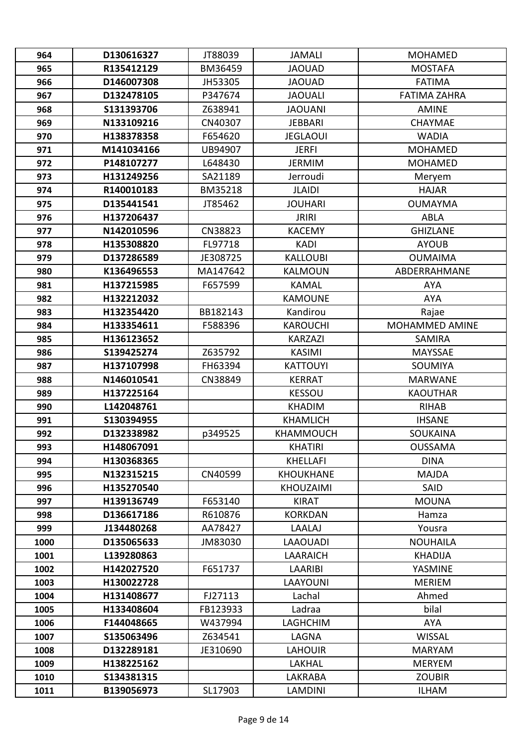| 964 | D130616327 | JT88039 | JAMALI | MOHAMED |
|---|---|---|---|---|
| 965 | R135412129 | BM36459 | JAOUAD | MOSTAFA |
| 966 | D146007308 | JH53305 | JAOUAD | FATIMA |
| 967 | D132478105 | P347674 | JAOUALI | FATIMA ZAHRA |
| 968 | S131393706 | Z638941 | JAOUANI | AMINE |
| 969 | N133109216 | CN40307 | JEBBARI | CHAYMAE |
| 970 | H138378358 | F654620 | JEGLAOUI | WADIA |
| 971 | M141034166 | UB94907 | JERFI | MOHAMED |
| 972 | P148107277 | L648430 | JERMIM | MOHAMED |
| 973 | H131249256 | SA21189 | Jerroudi | Meryem |
| 974 | R140010183 | BM35218 | JLAIDI | HAJAR |
| 975 | D135441541 | JT85462 | JOUHARI | OUMAYMA |
| 976 | H137206437 | | JRIRI | ABLA |
| 977 | N142010596 | CN38823 | KACEMY | GHIZLANE |
| 978 | H135308820 | FL97718 | KADI | AYOUB |
| 979 | D137286589 | JE308725 | KALLOUBI | OUMAIMA |
| 980 | K136496553 | MA147642 | KALMOUN | ABDERRAHMANE |
| 981 | H137215985 | F657599 | KAMAL | AYA |
| 982 | H132212032 | | KAMOUNE | AYA |
| 983 | H132354420 | BB182143 | Kandirou | Rajae |
| 984 | H133354611 | F588396 | KAROUCHI | MOHAMMED AMINE |
| 985 | H136123652 | | KARZAZI | SAMIRA |
| 986 | S139425274 | Z635792 | KASIMI | MAYSSAE |
| 987 | H137107998 | FH63394 | KATTOUYI | SOUMIYA |
| 988 | N146010541 | CN38849 | KERRAT | MARWANE |
| 989 | H137225164 | | KESSOU | KAOUTHAR |
| 990 | L142048761 | | KHADIM | RIHAB |
| 991 | S130394955 | | KHAMLICH | IHSANE |
| 992 | D132338982 | p349525 | KHAMMOUCH | SOUKAINA |
| 993 | H148067091 | | KHATIRI | OUSSAMA |
| 994 | H130368365 | | KHELLAFI | DINA |
| 995 | N132315215 | CN40599 | KHOUKHANE | MAJDA |
| 996 | H135270540 | | KHOUZAIMI | SAID |
| 997 | H139136749 | F653140 | KIRAT | MOUNA |
| 998 | D136617186 | R610876 | KORKDAN | Hamza |
| 999 | J134480268 | AA78427 | LAALAJ | Yousra |
| 1000 | D135065633 | JM83030 | LAAOUADI | NOUHAILA |
| 1001 | L139280863 | | LAARAICH | KHADIJA |
| 1002 | H142027520 | F651737 | LAARIBI | YASMINE |
| 1003 | H130022728 | | LAAYOUNI | MERIEM |
| 1004 | H131408677 | FJ27113 | Lachal | Ahmed |
| 1005 | H133408604 | FB123933 | Ladraa | bilal |
| 1006 | F144048665 | W437994 | LAGHCHIM | AYA |
| 1007 | S135063496 | Z634541 | LAGNA | WISSAL |
| 1008 | D132289181 | JE310690 | LAHOUIR | MARYAM |
| 1009 | H138225162 | | LAKHAL | MERYEM |
| 1010 | S134381315 | | LAKRABA | ZOUBIR |
| 1011 | B139056973 | SL17903 | LAMDINI | ILHAM |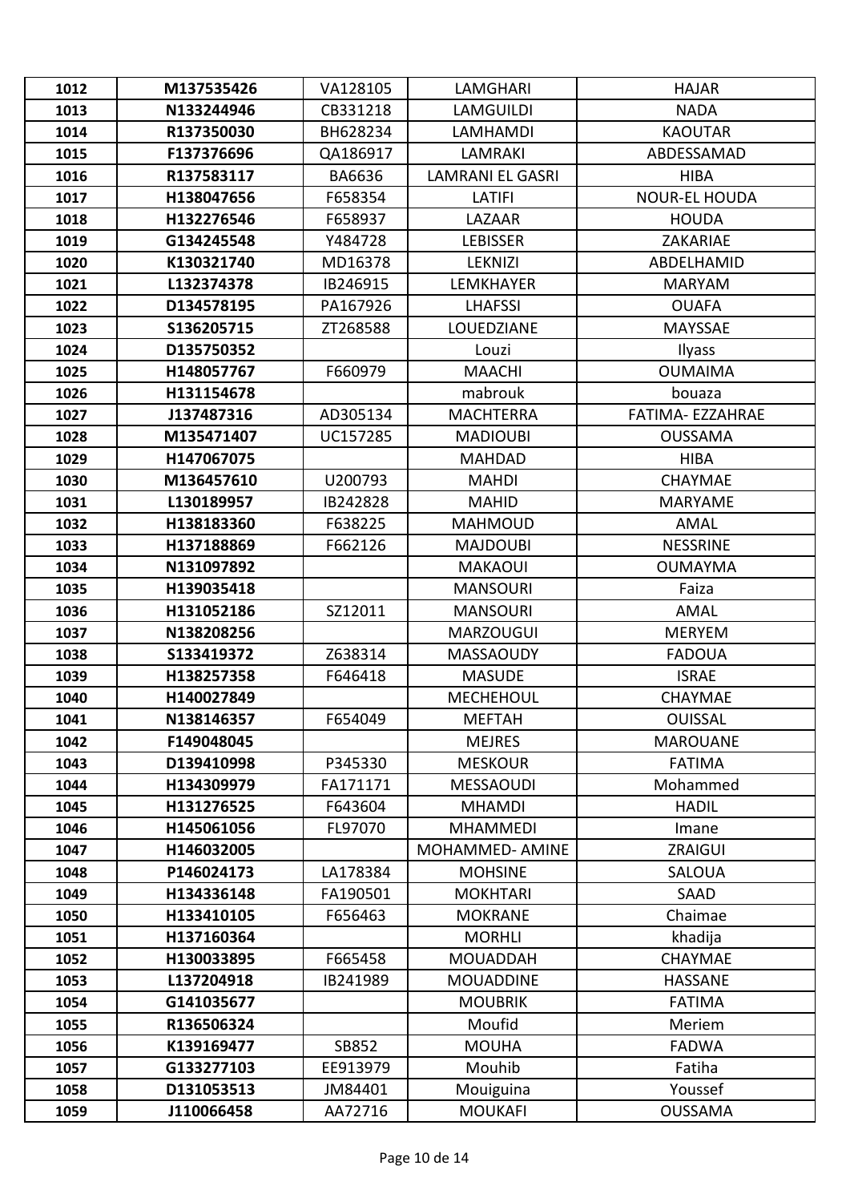| 1012 | M137535426 | VA128105 | LAMGHARI | HAJAR |
|---|---|---|---|---|
| 1013 | N133244946 | CB331218 | LAMGUILDI | NADA |
| 1014 | R137350030 | BH628234 | LAMHAMDI | KAOUTAR |
| 1015 | F137376696 | QA186917 | LAMRAKI | ABDESSAMAD |
| 1016 | R137583117 | BA6636 | LAMRANI EL GASRI | HIBA |
| 1017 | H138047656 | F658354 | LATIFI | NOUR-EL HOUDA |
| 1018 | H132276546 | F658937 | LAZAAR | HOUDA |
| 1019 | G134245548 | Y484728 | LEBISSER | ZAKARIAE |
| 1020 | K130321740 | MD16378 | LEKNIZI | ABDELHAMID |
| 1021 | L132374378 | IB246915 | LEMKHAYER | MARYAM |
| 1022 | D134578195 | PA167926 | LHAFSSI | OUAFA |
| 1023 | S136205715 | ZT268588 | LOUEDZIANE | MAYSSAE |
| 1024 | D135750352 | | Louzi | Ilyass |
| 1025 | H148057767 | F660979 | MAACHI | OUMAIMA |
| 1026 | H131154678 | | mabrouk | bouaza |
| 1027 | J137487316 | AD305134 | MACHTERRA | FATIMA- EZZAHRAE |
| 1028 | M135471407 | UC157285 | MADIOUBI | OUSSAMA |
| 1029 | H147067075 | | MAHDAD | HIBA |
| 1030 | M136457610 | U200793 | MAHDI | CHAYMAE |
| 1031 | L130189957 | IB242828 | MAHID | MARYAME |
| 1032 | H138183360 | F638225 | MAHMOUD | AMAL |
| 1033 | H137188869 | F662126 | MAJDOUBI | NESSRINE |
| 1034 | N131097892 | | MAKAOUI | OUMAYMA |
| 1035 | H139035418 | | MANSOURI | Faiza |
| 1036 | H131052186 | SZ12011 | MANSOURI | AMAL |
| 1037 | N138208256 | | MARZOUGUI | MERYEM |
| 1038 | S133419372 | Z638314 | MASSAOUDY | FADOUA |
| 1039 | H138257358 | F646418 | MASUDE | ISRAE |
| 1040 | H140027849 | | MECHEHOUL | CHAYMAE |
| 1041 | N138146357 | F654049 | MEFTAH | OUISSAL |
| 1042 | F149048045 | | MEJRES | MAROUANE |
| 1043 | D139410998 | P345330 | MESKOUR | FATIMA |
| 1044 | H134309979 | FA171171 | MESSAOUDI | Mohammed |
| 1045 | H131276525 | F643604 | MHAMDI | HADIL |
| 1046 | H145061056 | FL97070 | MHAMMEDI | Imane |
| 1047 | H146032005 | | MOHAMMED- AMINE | ZRAIGUI |
| 1048 | P146024173 | LA178384 | MOHSINE | SALOUA |
| 1049 | H134336148 | FA190501 | MOKHTARI | SAAD |
| 1050 | H133410105 | F656463 | MOKRANE | Chaimae |
| 1051 | H137160364 | | MORHLI | khadija |
| 1052 | H130033895 | F665458 | MOUADDAH | CHAYMAE |
| 1053 | L137204918 | IB241989 | MOUADDINE | HASSANE |
| 1054 | G141035677 | | MOUBRIK | FATIMA |
| 1055 | R136506324 | | Moufid | Meriem |
| 1056 | K139169477 | SB852 | MOUHA | FADWA |
| 1057 | G133277103 | EE913979 | Mouhib | Fatiha |
| 1058 | D131053513 | JM84401 | Mouiguina | Youssef |
| 1059 | J110066458 | AA72716 | MOUKAFI | OUSSAMA |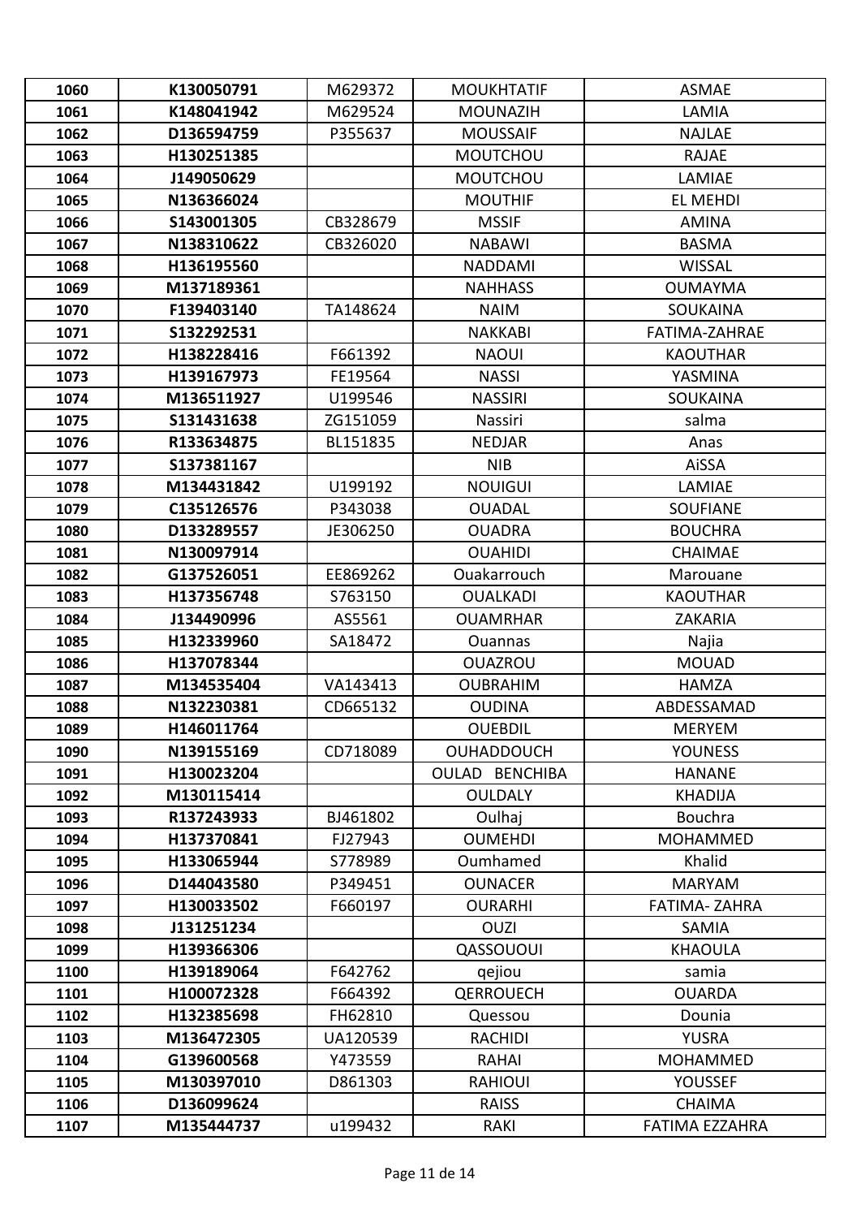| 1060 | K130050791 | M629372 | MOUKHTATIF | ASMAE |
|---|---|---|---|---|
| 1061 | K148041942 | M629524 | MOUNAZIH | LAMIA |
| 1062 | D136594759 | P355637 | MOUSSAIF | NAJLAE |
| 1063 | H130251385 | | MOUTCHOU | RAJAE |
| 1064 | J149050629 | | MOUTCHOU | LAMIAE |
| 1065 | N136366024 | | MOUTHIF | EL MEHDI |
| 1066 | S143001305 | CB328679 | MSSIF | AMINA |
| 1067 | N138310622 | CB326020 | NABAWI | BASMA |
| 1068 | H136195560 | | NADDAMI | WISSAL |
| 1069 | M137189361 | | NAHHASS | OUMAYMA |
| 1070 | F139403140 | TA148624 | NAIM | SOUKAINA |
| 1071 | S132292531 | | NAKKABI | FATIMA-ZAHRAE |
| 1072 | H138228416 | F661392 | NAOUI | KAOUTHAR |
| 1073 | H139167973 | FE19564 | NASSI | YASMINA |
| 1074 | M136511927 | U199546 | NASSIRI | SOUKAINA |
| 1075 | S131431638 | ZG151059 | Nassiri | salma |
| 1076 | R133634875 | BL151835 | NEDJAR | Anas |
| 1077 | S137381167 | | NIB | AiSSA |
| 1078 | M134431842 | U199192 | NOUIGUI | LAMIAE |
| 1079 | C135126576 | P343038 | OUADAL | SOUFIANE |
| 1080 | D133289557 | JE306250 | OUADRA | BOUCHRA |
| 1081 | N130097914 | | OUAHIDI | CHAIMAE |
| 1082 | G137526051 | EE869262 | Ouakarrouch | Marouane |
| 1083 | H137356748 | S763150 | OUALKADI | KAOUTHAR |
| 1084 | J134490996 | AS5561 | OUAMRHAR | ZAKARIA |
| 1085 | H132339960 | SA18472 | Ouannas | Najia |
| 1086 | H137078344 | | OUAZROU | MOUAD |
| 1087 | M134535404 | VA143413 | OUBRAHIM | HAMZA |
| 1088 | N132230381 | CD665132 | OUDINA | ABDESSAMAD |
| 1089 | H146011764 | | OUEBDIL | MERYEM |
| 1090 | N139155169 | CD718089 | OUHADDOUCH | YOUNESS |
| 1091 | H130023204 | | OULAD BENCHIBA | HANANE |
| 1092 | M130115414 | | OULDALY | KHADIJA |
| 1093 | R137243933 | BJ461802 | Oulhaj | Bouchra |
| 1094 | H137370841 | FJ27943 | OUMEHDI | MOHAMMED |
| 1095 | H133065944 | S778989 | Oumhamed | Khalid |
| 1096 | D144043580 | P349451 | OUNACER | MARYAM |
| 1097 | H130033502 | F660197 | OURARHI | FATIMA- ZAHRA |
| 1098 | J131251234 | | OUZI | SAMIA |
| 1099 | H139366306 | | QASSOUOUI | KHAOULA |
| 1100 | H139189064 | F642762 | qejiou | samia |
| 1101 | H100072328 | F664392 | QERROUECH | OUARDA |
| 1102 | H132385698 | FH62810 | Quessou | Dounia |
| 1103 | M136472305 | UA120539 | RACHIDI | YUSRA |
| 1104 | G139600568 | Y473559 | RAHAI | MOHAMMED |
| 1105 | M130397010 | D861303 | RAHIOUI | YOUSSEF |
| 1106 | D136099624 | | RAISS | CHAIMA |
| 1107 | M135444737 | u199432 | RAKI | FATIMA EZZAHRA |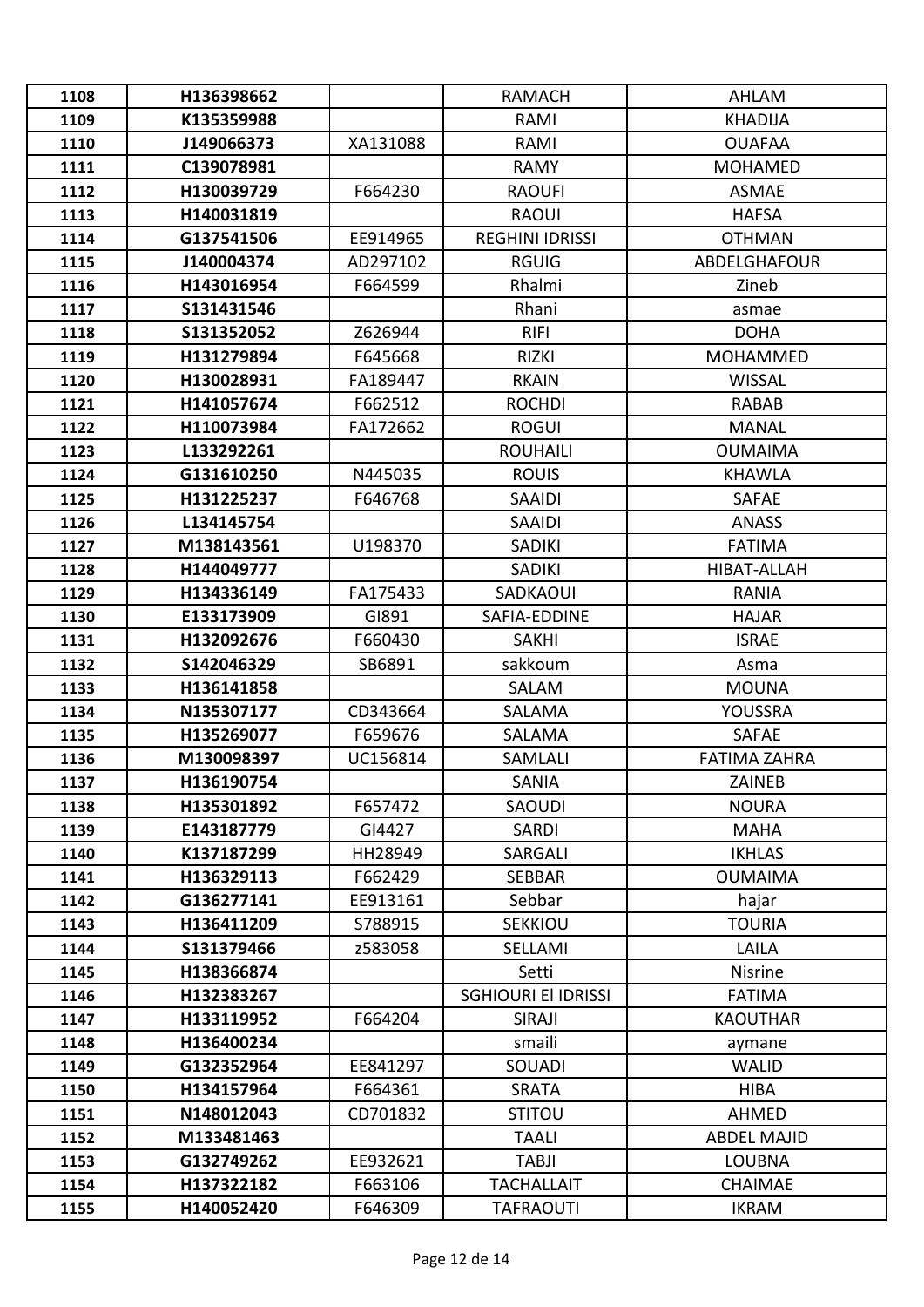| | | | | |
|---|---|---|---|---|
| 1108 | H136398662 | | RAMACH | AHLAM |
| 1109 | K135359988 | | RAMI | KHADIJA |
| 1110 | J149066373 | XA131088 | RAMI | OUAFAA |
| 1111 | C139078981 | | RAMY | MOHAMED |
| 1112 | H130039729 | F664230 | RAOUFI | ASMAE |
| 1113 | H140031819 | | RAOUI | HAFSA |
| 1114 | G137541506 | EE914965 | REGHINI IDRISSI | OTHMAN |
| 1115 | J140004374 | AD297102 | RGUIG | ABDELGHAFOUR |
| 1116 | H143016954 | F664599 | Rhalmi | Zineb |
| 1117 | S131431546 | | Rhani | asmae |
| 1118 | S131352052 | Z626944 | RIFI | DOHA |
| 1119 | H131279894 | F645668 | RIZKI | MOHAMMED |
| 1120 | H130028931 | FA189447 | RKAIN | WISSAL |
| 1121 | H141057674 | F662512 | ROCHDI | RABAB |
| 1122 | H110073984 | FA172662 | ROGUI | MANAL |
| 1123 | L133292261 | | ROUHAILI | OUMAIMA |
| 1124 | G131610250 | N445035 | ROUIS | KHAWLA |
| 1125 | H131225237 | F646768 | SAAIDI | SAFAE |
| 1126 | L134145754 | | SAAIDI | ANASS |
| 1127 | M138143561 | U198370 | SADIKI | FATIMA |
| 1128 | H144049777 | | SADIKI | HIBAT-ALLAH |
| 1129 | H134336149 | FA175433 | SADKAOUI | RANIA |
| 1130 | E133173909 | GI891 | SAFIA-EDDINE | HAJAR |
| 1131 | H132092676 | F660430 | SAKHI | ISRAE |
| 1132 | S142046329 | SB6891 | sakkoum | Asma |
| 1133 | H136141858 | | SALAM | MOUNA |
| 1134 | N135307177 | CD343664 | SALAMA | YOUSSRA |
| 1135 | H135269077 | F659676 | SALAMA | SAFAE |
| 1136 | M130098397 | UC156814 | SAMLALI | FATIMA ZAHRA |
| 1137 | H136190754 | | SANIA | ZAINEB |
| 1138 | H135301892 | F657472 | SAOUDI | NOURA |
| 1139 | E143187779 | GI4427 | SARDI | MAHA |
| 1140 | K137187299 | HH28949 | SARGALI | IKHLAS |
| 1141 | H136329113 | F662429 | SEBBAR | OUMAIMA |
| 1142 | G136277141 | EE913161 | Sebbar | hajar |
| 1143 | H136411209 | S788915 | SEKKIOU | TOURIA |
| 1144 | S131379466 | z583058 | SELLAMI | LAILA |
| 1145 | H138366874 | | Setti | Nisrine |
| 1146 | H132383267 | | SGHIOURI El IDRISSI | FATIMA |
| 1147 | H133119952 | F664204 | SIRAJI | KAOUTHAR |
| 1148 | H136400234 | | smaili | aymane |
| 1149 | G132352964 | EE841297 | SOUADI | WALID |
| 1150 | H134157964 | F664361 | SRATA | HIBA |
| 1151 | N148012043 | CD701832 | STITOU | AHMED |
| 1152 | M133481463 | | TAALI | ABDEL MAJID |
| 1153 | G132749262 | EE932621 | TABJI | LOUBNA |
| 1154 | H137322182 | F663106 | TACHALLAIT | CHAIMAE |
| 1155 | H140052420 | F646309 | TAFRAOUTI | IKRAM |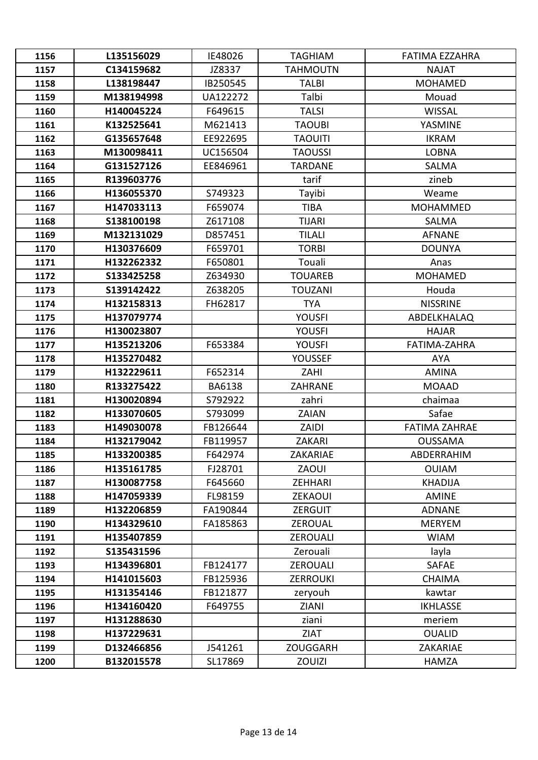| | | | | |
|---|---|---|---|---|
| **1156** | **L135156029** | IE48026 | TAGHIAM | FATIMA EZZAHRA |
| **1157** | **C134159682** | JZ8337 | TAHMOUTN | NAJAT |
| **1158** | **L138198447** | IB250545 | TALBI | MOHAMED |
| **1159** | **M138194998** | UA122272 | Talbi | Mouad |
| **1160** | **H140045224** | F649615 | TALSI | WISSAL |
| **1161** | **K132525641** | M621413 | TAOUBI | YASMINE |
| **1162** | **G135657648** | EE922695 | TAOUITI | IKRAM |
| **1163** | **M130098411** | UC156504 | TAOUSSI | LOBNA |
| **1164** | **G131527126** | EE846961 | TARDANE | SALMA |
| **1165** | **R139603776** | | tarif | zineb |
| **1166** | **H136055370** | S749323 | Tayibi | Weame |
| **1167** | **H147033113** | F659074 | TIBA | MOHAMMED |
| **1168** | **S138100198** | Z617108 | TIJARI | SALMA |
| **1169** | **M132131029** | D857451 | TILALI | AFNANE |
| **1170** | **H130376609** | F659701 | TORBI | DOUNYA |
| **1171** | **H132262332** | F650801 | Touali | Anas |
| **1172** | **S133425258** | Z634930 | TOUAREB | MOHAMED |
| **1173** | **S139142422** | Z638205 | TOUZANI | Houda |
| **1174** | **H132158313** | FH62817 | TYA | NISSRINE |
| **1175** | **H137079774** | | YOUSFI | ABDELKHALAQ |
| **1176** | **H130023807** | | YOUSFI | HAJAR |
| **1177** | **H135213206** | F653384 | YOUSFI | FATIMA-ZAHRA |
| **1178** | **H135270482** | | YOUSSEF | AYA |
| **1179** | **H132229611** | F652314 | ZAHI | AMINA |
| **1180** | **R133275422** | BA6138 | ZAHRANE | MOAAD |
| **1181** | **H130020894** | S792922 | zahri | chaimaa |
| **1182** | **H133070605** | S793099 | ZAIAN | Safae |
| **1183** | **H149030078** | FB126644 | ZAIDI | FATIMA ZAHRAE |
| **1184** | **H132179042** | FB119957 | ZAKARI | OUSSAMA |
| **1185** | **H133200385** | F642974 | ZAKARIAE | ABDERRAHIM |
| **1186** | **H135161785** | FJ28701 | ZAOUI | OUIAM |
| **1187** | **H130087758** | F645660 | ZEHHARI | KHADIJA |
| **1188** | **H147059339** | FL98159 | ZEKAOUI | AMINE |
| **1189** | **H132206859** | FA190844 | ZERGUIT | ADNANE |
| **1190** | **H134329610** | FA185863 | ZEROUAL | MERYEM |
| **1191** | **H135407859** | | ZEROUALI | WIAM |
| **1192** | **S135431596** | | Zerouali | layla |
| **1193** | **H134396801** | FB124177 | ZEROUALI | SAFAE |
| **1194** | **H141015603** | FB125936 | ZERROUKI | CHAIMA |
| **1195** | **H131354146** | FB121877 | zeryouh | kawtar |
| **1196** | **H134160420** | F649755 | ZIANI | IKHLASSE |
| **1197** | **H131288630** | | ziani | meriem |
| **1198** | **H137229631** | | ZIAT | OUALID |
| **1199** | **D132466856** | J541261 | ZOUGGARH | ZAKARIAE |
| **1200** | **B132015578** | SL17869 | ZOUIZI | HAMZA |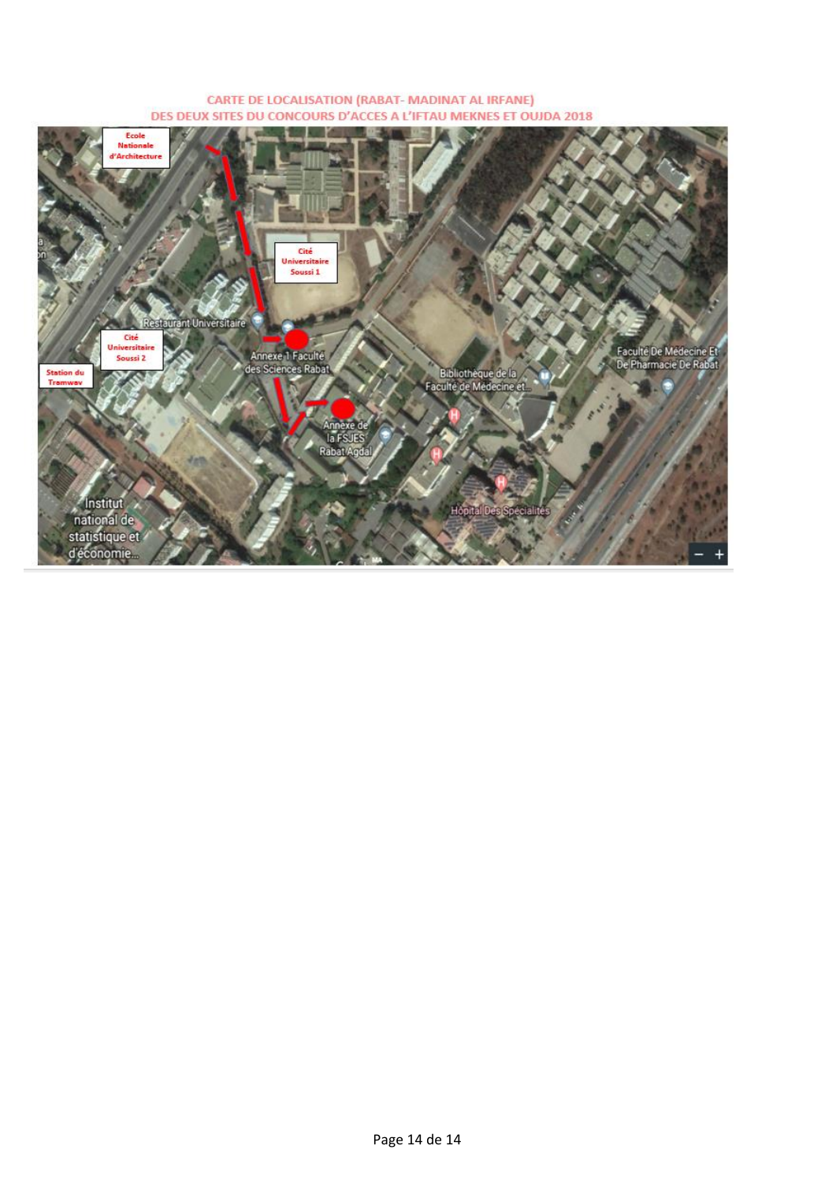CARTE DE LOCALISATION (RABAT- MADINAT AL IRFANE)
DES DEUX SITES DU CONCOURS D'ACCES A L'IFTAU MEKNES ET OUJDA 2018

Ecole Nationale d'Architecture

Cité Universitaire Soussi 1

Restaurant Universitaire

Cité Universitaire Soussi 2

Station du Tramway

Annexe 1 Faculté des Sciences Rabat

Annexe de la FSJES Rabat Agdal

Bibliothèque de la Faculté de Médecine et...

Faculté De Médecine Et De Pharmacie De Rabat

Hôpital Des Spécialités

Institut national de statistique et d'économie...